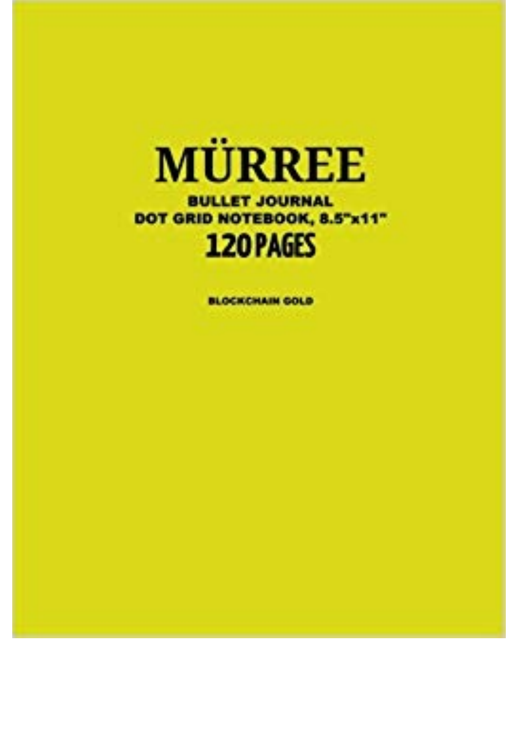# MÜRREE

**BULLET JOURNAL**
**DOT GRID NOTEBOOK, 8.5"x11"**

## 120 PAGES

**BLOCKCHAIN GOLD**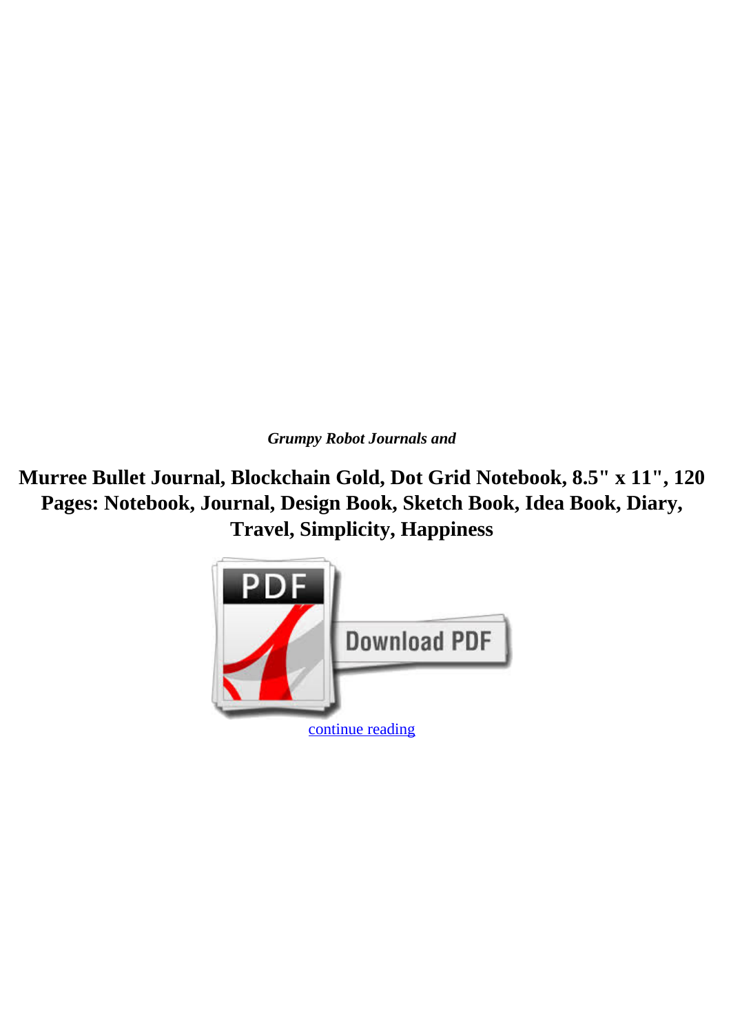*Grumpy Robot Journals and*

# Murree Bullet Journal, Blockchain Gold, Dot Grid Notebook, 8.5" x 11", 120 Pages: Notebook, Journal, Design Book, Sketch Book, Idea Book, Diary, Travel, Simplicity, Happiness

continue reading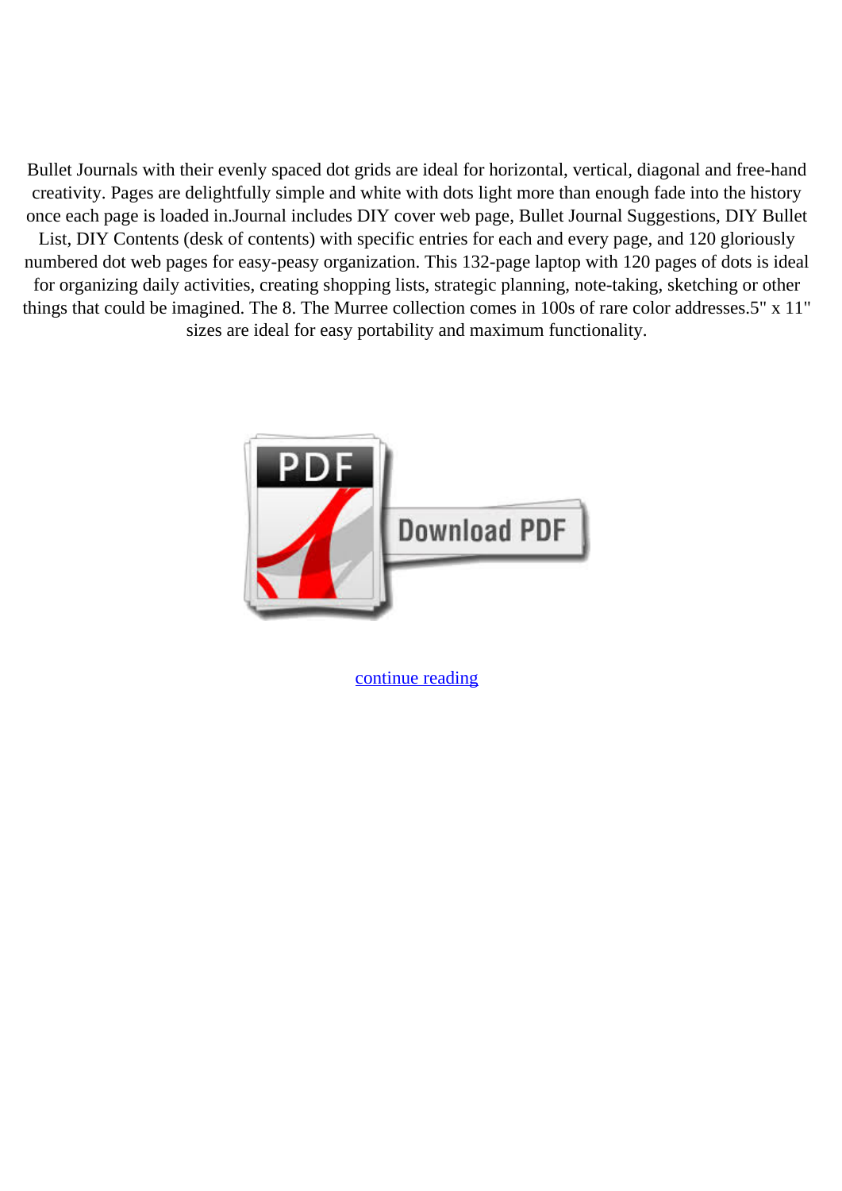Bullet Journals with their evenly spaced dot grids are ideal for horizontal, vertical, diagonal and free-hand creativity. Pages are delightfully simple and white with dots light more than enough fade into the history once each page is loaded in.Journal includes DIY cover web page, Bullet Journal Suggestions, DIY Bullet List, DIY Contents (desk of contents) with specific entries for each and every page, and 120 gloriously numbered dot web pages for easy-peasy organization. This 132-page laptop with 120 pages of dots is ideal for organizing daily activities, creating shopping lists, strategic planning, note-taking, sketching or other things that could be imagined. The 8. The Murree collection comes in 100s of rare color addresses.5" x 11" sizes are ideal for easy portability and maximum functionality.

Download PDF

continue reading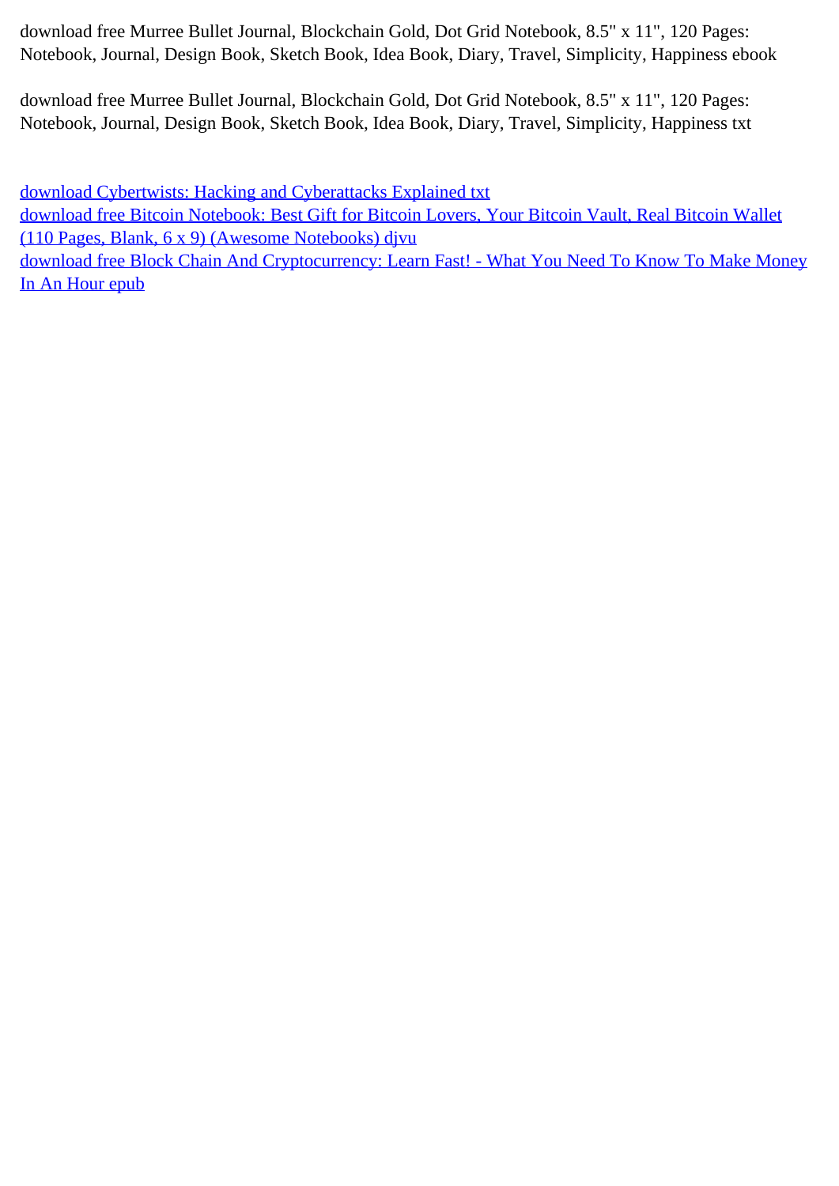download free Murree Bullet Journal, Blockchain Gold, Dot Grid Notebook, 8.5" x 11", 120 Pages: Notebook, Journal, Design Book, Sketch Book, Idea Book, Diary, Travel, Simplicity, Happiness ebook

download free Murree Bullet Journal, Blockchain Gold, Dot Grid Notebook, 8.5" x 11", 120 Pages: Notebook, Journal, Design Book, Sketch Book, Idea Book, Diary, Travel, Simplicity, Happiness txt

download Cybertwists: Hacking and Cyberattacks Explained txt
download free Bitcoin Notebook: Best Gift for Bitcoin Lovers, Your Bitcoin Vault, Real Bitcoin Wallet (110 Pages, Blank, 6 x 9) (Awesome Notebooks) djvu
download free Block Chain And Cryptocurrency: Learn Fast! - What You Need To Know To Make Money In An Hour epub